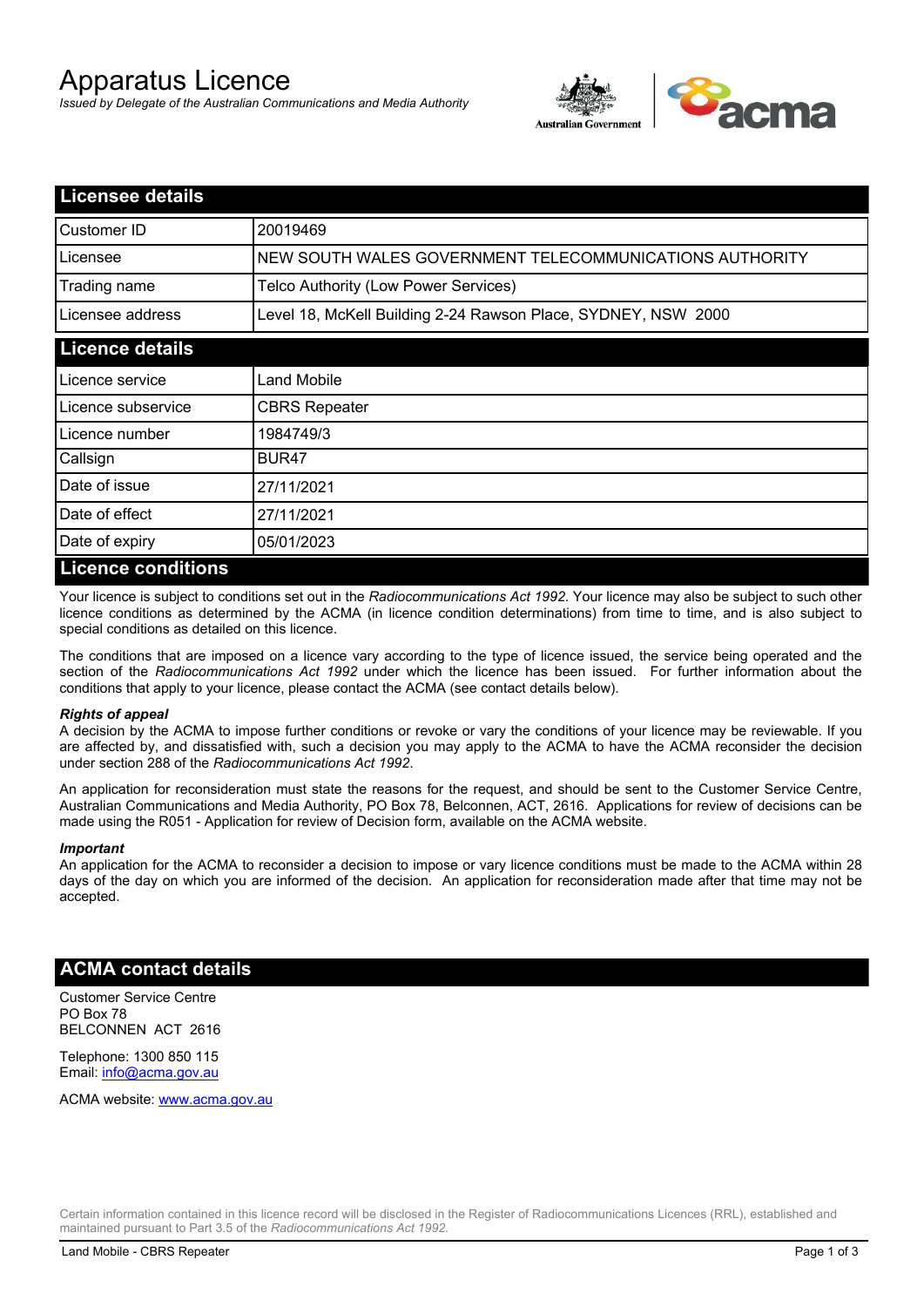# Apparatus Licence

*Issued by Delegate of the Australian Communications and Media Authority*

## Licensee details

| | |
|---|---|
| Customer ID | 20019469 |
| Licensee | NEW SOUTH WALES GOVERNMENT TELECOMMUNICATIONS AUTHORITY |
| Trading name | Telco Authority (Low Power Services) |
| Licensee address | Level 18, McKell Building 2-24 Rawson Place, SYDNEY, NSW 2000 |

## Licence details

| | |
|---|---|
| Licence service | Land Mobile |
| Licence subservice | CBRS Repeater |
| Licence number | 1984749/3 |
| Callsign | BUR47 |
| Date of issue | 27/11/2021 |
| Date of effect | 27/11/2021 |
| Date of expiry | 05/01/2023 |

## Licence conditions

Your licence is subject to conditions set out in the *Radiocommunications Act 1992*. Your licence may also be subject to such other licence conditions as determined by the ACMA (in licence condition determinations) from time to time, and is also subject to special conditions as detailed on this licence.

The conditions that are imposed on a licence vary according to the type of licence issued, the service being operated and the section of the *Radiocommunications Act 1992* under which the licence has been issued. For further information about the conditions that apply to your licence, please contact the ACMA (see contact details below).

***Rights of appeal***

A decision by the ACMA to impose further conditions or revoke or vary the conditions of your licence may be reviewable. If you are affected by, and dissatisfied with, such a decision you may apply to the ACMA to have the ACMA reconsider the decision under section 288 of the *Radiocommunications Act 1992*.

An application for reconsideration must state the reasons for the request, and should be sent to the Customer Service Centre, Australian Communications and Media Authority, PO Box 78, Belconnen, ACT, 2616. Applications for review of decisions can be made using the R051 - Application for review of Decision form, available on the ACMA website.

***Important***

An application for the ACMA to reconsider a decision to impose or vary licence conditions must be made to the ACMA within 28 days of the day on which you are informed of the decision. An application for reconsideration made after that time may not be accepted.

## ACMA contact details

Customer Service Centre
PO Box 78
BELCONNEN ACT 2616

Telephone: 1300 850 115
Email: info@acma.gov.au

ACMA website: www.acma.gov.au

Certain information contained in this licence record will be disclosed in the Register of Radiocommunications Licences (RRL), established and maintained pursuant to Part 3.5 of the *Radiocommunications Act 1992.*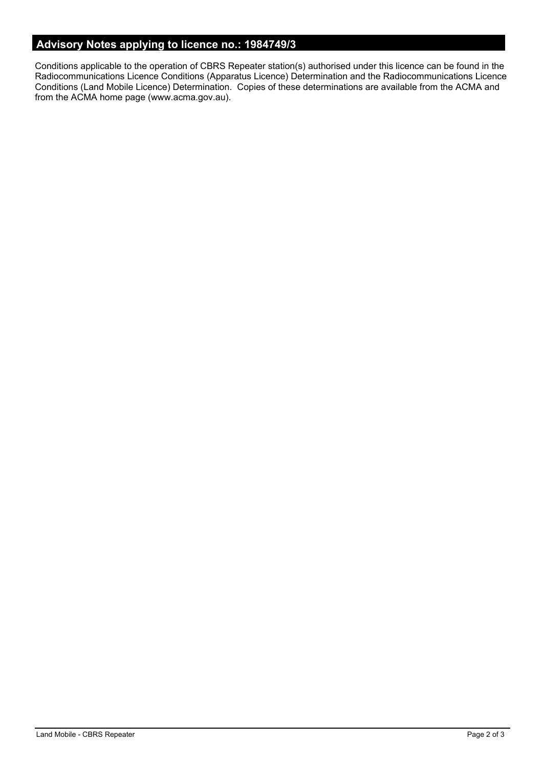## Advisory Notes applying to licence no.: 1984749/3

Conditions applicable to the operation of CBRS Repeater station(s) authorised under this licence can be found in the Radiocommunications Licence Conditions (Apparatus Licence) Determination and the Radiocommunications Licence Conditions (Land Mobile Licence) Determination. Copies of these determinations are available from the ACMA and from the ACMA home page (www.acma.gov.au).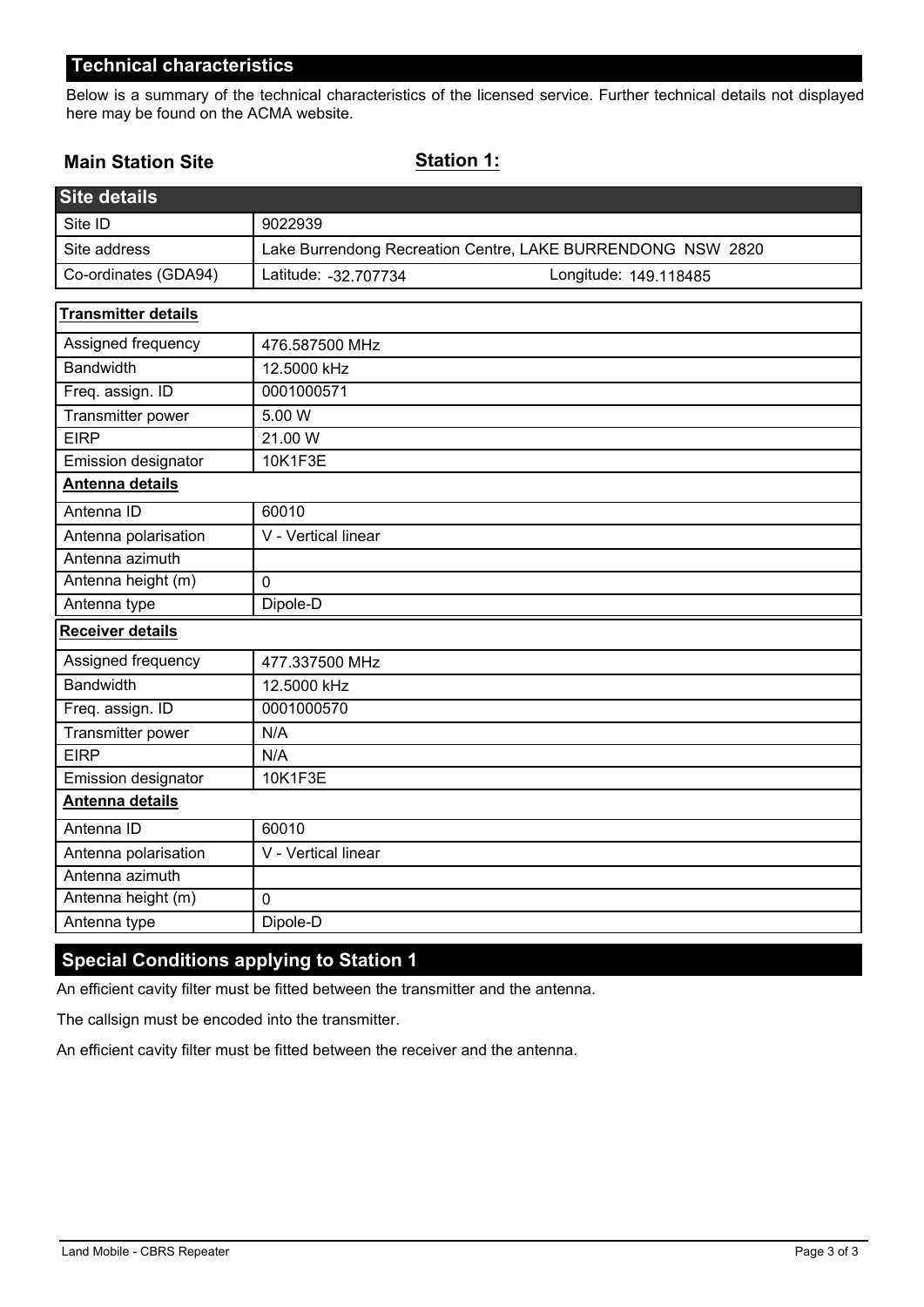## Technical characteristics

Below is a summary of the technical characteristics of the licensed service. Further technical details not displayed here may be found on the ACMA website.

**Main Station Site** **Station 1:**

| Site details | | |
|---|---|---|
| Site ID | 9022939 | |
| Site address | Lake Burrendong Recreation Centre, LAKE BURRENDONG NSW 2820 | |
| Co-ordinates (GDA94) | Latitude: -32.707734 | Longitude: 149.118485 |

| Transmitter details | |
|---|---|
| Assigned frequency | 476.587500 MHz |
| Bandwidth | 12.5000 kHz |
| Freq. assign. ID | 0001000571 |
| Transmitter power | 5.00 W |
| EIRP | 21.00 W |
| Emission designator | 10K1F3E |
| **Antenna details** | |
| Antenna ID | 60010 |
| Antenna polarisation | V - Vertical linear |
| Antenna azimuth | |
| Antenna height (m) | 0 |
| Antenna type | Dipole-D |
| **Receiver details** | |
| Assigned frequency | 477.337500 MHz |
| Bandwidth | 12.5000 kHz |
| Freq. assign. ID | 0001000570 |
| Transmitter power | N/A |
| EIRP | N/A |
| Emission designator | 10K1F3E |
| **Antenna details** | |
| Antenna ID | 60010 |
| Antenna polarisation | V - Vertical linear |
| Antenna azimuth | |
| Antenna height (m) | 0 |
| Antenna type | Dipole-D |

## Special Conditions applying to Station 1

An efficient cavity filter must be fitted between the transmitter and the antenna.

The callsign must be encoded into the transmitter.

An efficient cavity filter must be fitted between the receiver and the antenna.